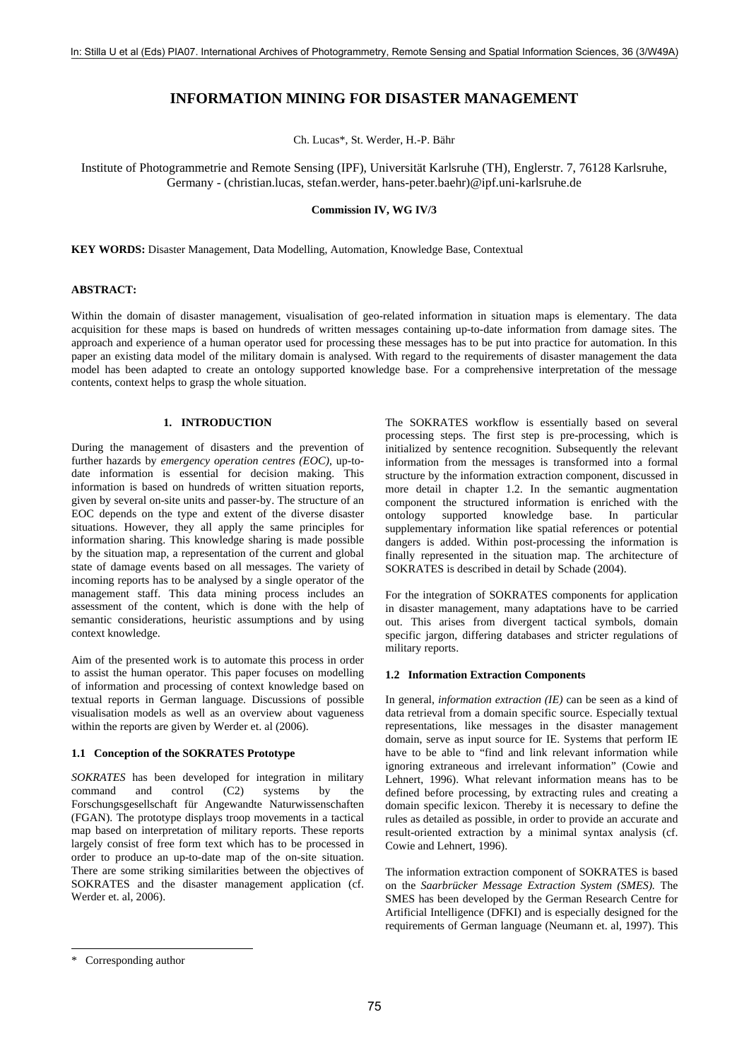# INFORMATION MINING FOR DISASTER MANAGEMENT

Ch. Lucas*, St. Werder, H.-P. Bähr

Institute of Photogrammetrie and Remote Sensing (IPF), Universität Karlsruhe (TH), Englerstr. 7, 76128 Karlsruhe, Germany - (christian.lucas, stefan.werder, hans-peter.baehr)@ipf.uni-karlsruhe.de

**Commission IV, WG IV/3**

**KEY WORDS:** Disaster Management, Data Modelling, Automation, Knowledge Base, Contextual

**ABSTRACT:**

Within the domain of disaster management, visualisation of geo-related information in situation maps is elementary. The data acquisition for these maps is based on hundreds of written messages containing up-to-date information from damage sites. The approach and experience of a human operator used for processing these messages has to be put into practice for automation. In this paper an existing data model of the military domain is analysed. With regard to the requirements of disaster management the data model has been adapted to create an ontology supported knowledge base. For a comprehensive interpretation of the message contents, context helps to grasp the whole situation.

## 1. INTRODUCTION

During the management of disasters and the prevention of further hazards by *emergency operation centres (EOC)*, up-to-date information is essential for decision making. This information is based on hundreds of written situation reports, given by several on-site units and passer-by. The structure of an EOC depends on the type and extent of the diverse disaster situations. However, they all apply the same principles for information sharing. This knowledge sharing is made possible by the situation map, a representation of the current and global state of damage events based on all messages. The variety of incoming reports has to be analysed by a single operator of the management staff. This data mining process includes an assessment of the content, which is done with the help of semantic considerations, heuristic assumptions and by using context knowledge.

Aim of the presented work is to automate this process in order to assist the human operator. This paper focuses on modelling of information and processing of context knowledge based on textual reports in German language. Discussions of possible visualisation models as well as an overview about vagueness within the reports are given by Werder et. al (2006).

### 1.1 Conception of the SOKRATES Prototype

*SOKRATES* has been developed for integration in military command and control (C2) systems by the Forschungsgesellschaft für Angewandte Naturwissenschaften (FGAN). The prototype displays troop movements in a tactical map based on interpretation of military reports. These reports largely consist of free form text which has to be processed in order to produce an up-to-date map of the on-site situation. There are some striking similarities between the objectives of SOKRATES and the disaster management application (cf. Werder et. al, 2006).

The SOKRATES workflow is essentially based on several processing steps. The first step is pre-processing, which is initialized by sentence recognition. Subsequently the relevant information from the messages is transformed into a formal structure by the information extraction component, discussed in more detail in chapter 1.2. In the semantic augmentation component the structured information is enriched with the ontology supported knowledge base. In particular supplementary information like spatial references or potential dangers is added. Within post-processing the information is finally represented in the situation map. The architecture of SOKRATES is described in detail by Schade (2004).

For the integration of SOKRATES components for application in disaster management, many adaptations have to be carried out. This arises from divergent tactical symbols, domain specific jargon, differing databases and stricter regulations of military reports.

### 1.2 Information Extraction Components

In general, *information extraction (IE)* can be seen as a kind of data retrieval from a domain specific source. Especially textual representations, like messages in the disaster management domain, serve as input source for IE. Systems that perform IE have to be able to "find and link relevant information while ignoring extraneous and irrelevant information" (Cowie and Lehnert, 1996). What relevant information means has to be defined before processing, by extracting rules and creating a domain specific lexicon. Thereby it is necessary to define the rules as detailed as possible, in order to provide an accurate and result-oriented extraction by a minimal syntax analysis (cf. Cowie and Lehnert, 1996).

The information extraction component of SOKRATES is based on the *Saarbrücker Message Extraction System (SMES).* The SMES has been developed by the German Research Centre for Artificial Intelligence (DFKI) and is especially designed for the requirements of German language (Neumann et. al, 1997). This

\* Corresponding author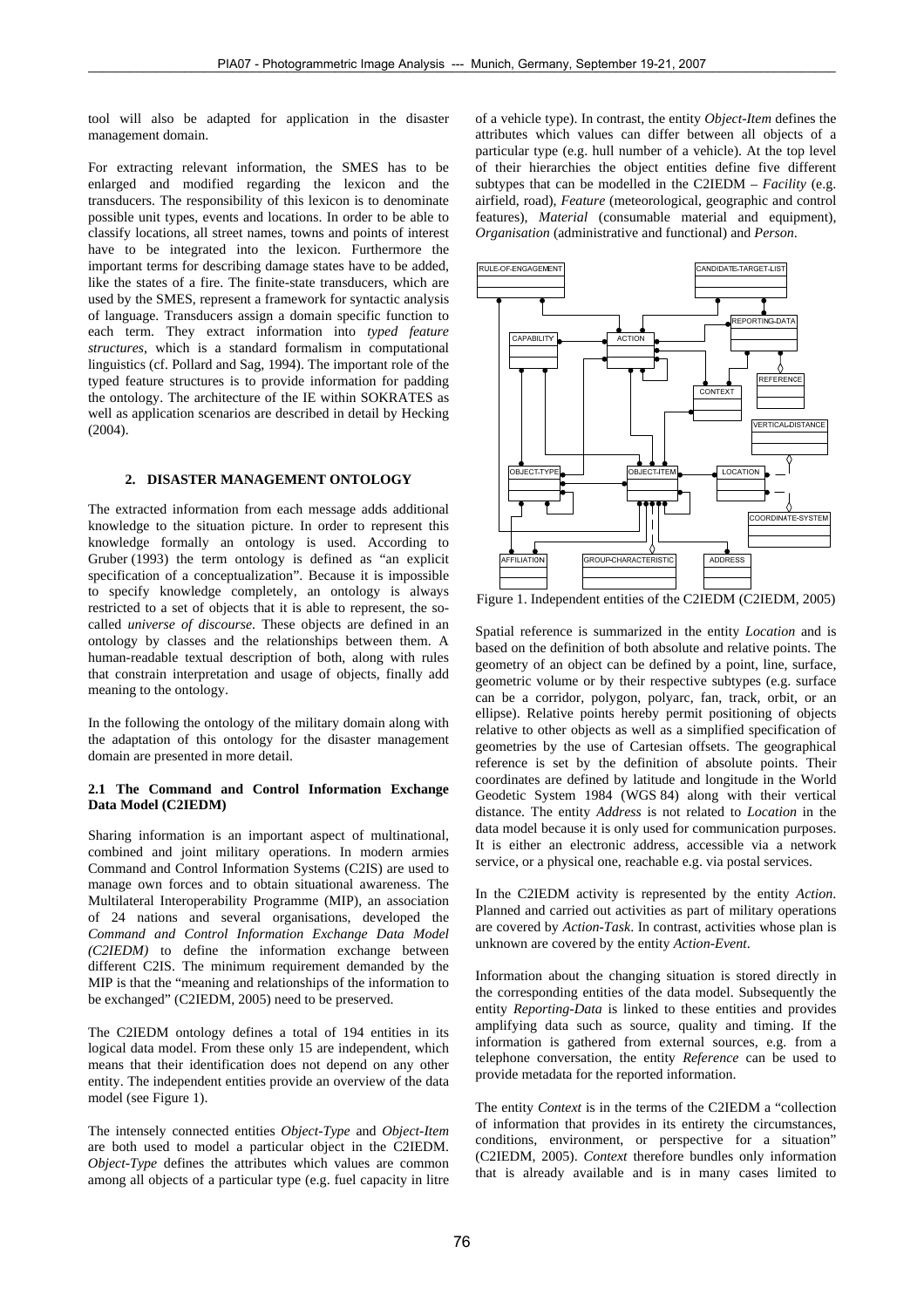tool will also be adapted for application in the disaster management domain.

For extracting relevant information, the SMES has to be enlarged and modified regarding the lexicon and the transducers. The responsibility of this lexicon is to denominate possible unit types, events and locations. In order to be able to classify locations, all street names, towns and points of interest have to be integrated into the lexicon. Furthermore the important terms for describing damage states have to be added, like the states of a fire. The finite-state transducers, which are used by the SMES, represent a framework for syntactic analysis of language. Transducers assign a domain specific function to each term. They extract information into *typed feature structures*, which is a standard formalism in computational linguistics (cf. Pollard and Sag, 1994). The important role of the typed feature structures is to provide information for padding the ontology. The architecture of the IE within SOKRATES as well as application scenarios are described in detail by Hecking (2004).

## 2. DISASTER MANAGEMENT ONTOLOGY

The extracted information from each message adds additional knowledge to the situation picture. In order to represent this knowledge formally an ontology is used. According to Gruber (1993) the term ontology is defined as "an explicit specification of a conceptualization". Because it is impossible to specify knowledge completely, an ontology is always restricted to a set of objects that it is able to represent, the so-called *universe of discourse*. These objects are defined in an ontology by classes and the relationships between them. A human-readable textual description of both, along with rules that constrain interpretation and usage of objects, finally add meaning to the ontology.

In the following the ontology of the military domain along with the adaptation of this ontology for the disaster management domain are presented in more detail.

### 2.1 The Command and Control Information Exchange Data Model (C2IEDM)

Sharing information is an important aspect of multinational, combined and joint military operations. In modern armies Command and Control Information Systems (C2IS) are used to manage own forces and to obtain situational awareness. The Multilateral Interoperability Programme (MIP), an association of 24 nations and several organisations, developed the *Command and Control Information Exchange Data Model (C2IEDM)* to define the information exchange between different C2IS. The minimum requirement demanded by the MIP is that the "meaning and relationships of the information to be exchanged" (C2IEDM, 2005) need to be preserved.

The C2IEDM ontology defines a total of 194 entities in its logical data model. From these only 15 are independent, which means that their identification does not depend on any other entity. The independent entities provide an overview of the data model (see Figure 1).

The intensely connected entities *Object-Type* and *Object-Item* are both used to model a particular object in the C2IEDM. *Object-Type* defines the attributes which values are common among all objects of a particular type (e.g. fuel capacity in litre of a vehicle type). In contrast, the entity *Object-Item* defines the attributes which values can differ between all objects of a particular type (e.g. hull number of a vehicle). At the top level of their hierarchies the object entities define five different subtypes that can be modelled in the C2IEDM – *Facility* (e.g. airfield, road), *Feature* (meteorological, geographic and control features), *Material* (consumable material and equipment), *Organisation* (administrative and functional) and *Person*.

Figure 1. Independent entities of the C2IEDM (C2IEDM, 2005)

Spatial reference is summarized in the entity *Location* and is based on the definition of both absolute and relative points. The geometry of an object can be defined by a point, line, surface, geometric volume or by their respective subtypes (e.g. surface can be a corridor, polygon, polyarc, fan, track, orbit, or an ellipse). Relative points hereby permit positioning of objects relative to other objects as well as a simplified specification of geometries by the use of Cartesian offsets. The geographical reference is set by the definition of absolute points. Their coordinates are defined by latitude and longitude in the World Geodetic System 1984 (WGS 84) along with their vertical distance. The entity *Address* is not related to *Location* in the data model because it is only used for communication purposes. It is either an electronic address, accessible via a network service, or a physical one, reachable e.g. via postal services.

In the C2IEDM activity is represented by the entity *Action*. Planned and carried out activities as part of military operations are covered by *Action-Task*. In contrast, activities whose plan is unknown are covered by the entity *Action-Event*.

Information about the changing situation is stored directly in the corresponding entities of the data model. Subsequently the entity *Reporting-Data* is linked to these entities and provides amplifying data such as source, quality and timing. If the information is gathered from external sources, e.g. from a telephone conversation, the entity *Reference* can be used to provide metadata for the reported information.

The entity *Context* is in the terms of the C2IEDM a "collection of information that provides in its entirety the circumstances, conditions, environment, or perspective for a situation" (C2IEDM, 2005). *Context* therefore bundles only information that is already available and is in many cases limited to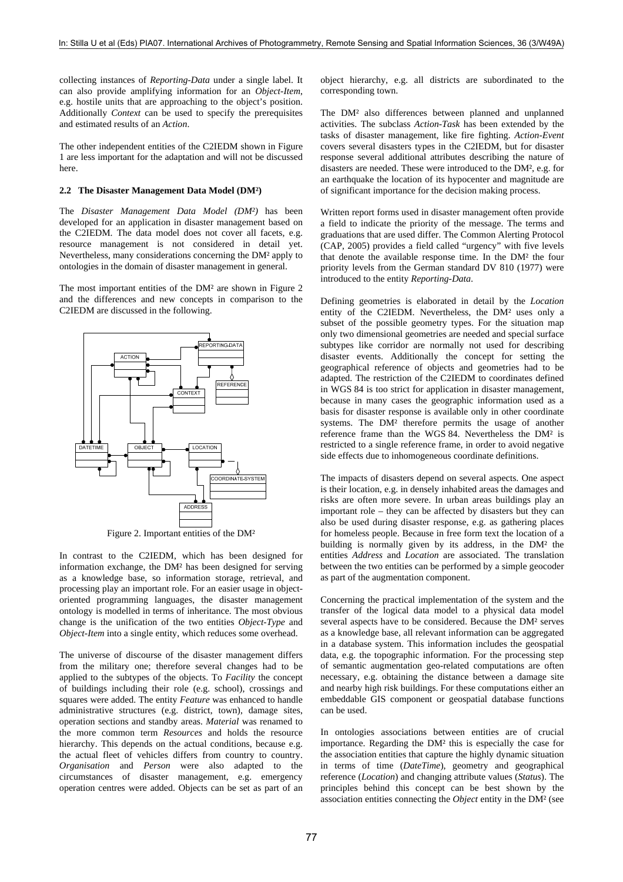collecting instances of *Reporting-Data* under a single label. It can also provide amplifying information for an *Object-Item*, e.g. hostile units that are approaching to the object's position. Additionally *Context* can be used to specify the prerequisites and estimated results of an *Action*.

The other independent entities of the C2IEDM shown in Figure 1 are less important for the adaptation and will not be discussed here.

### 2.2 The Disaster Management Data Model (DM²)

The *Disaster Management Data Model (DM²)* has been developed for an application in disaster management based on the C2IEDM. The data model does not cover all facets, e.g. resource management is not considered in detail yet. Nevertheless, many considerations concerning the DM² apply to ontologies in the domain of disaster management in general.

The most important entities of the DM² are shown in Figure 2 and the differences and new concepts in comparison to the C2IEDM are discussed in the following.

Figure 2. Important entities of the DM²

In contrast to the C2IEDM, which has been designed for information exchange, the DM² has been designed for serving as a knowledge base, so information storage, retrieval, and processing play an important role. For an easier usage in object-oriented programming languages, the disaster management ontology is modelled in terms of inheritance. The most obvious change is the unification of the two entities *Object-Type* and *Object-Item* into a single entity, which reduces some overhead.

The universe of discourse of the disaster management differs from the military one; therefore several changes had to be applied to the subtypes of the objects. To *Facility* the concept of buildings including their role (e.g. school), crossings and squares were added. The entity *Feature* was enhanced to handle administrative structures (e.g. district, town), damage sites, operation sections and standby areas. *Material* was renamed to the more common term *Resources* and holds the resource hierarchy. This depends on the actual conditions, because e.g. the actual fleet of vehicles differs from country to country. *Organisation* and *Person* were also adapted to the circumstances of disaster management, e.g. emergency operation centres were added. Objects can be set as part of an object hierarchy, e.g. all districts are subordinated to the corresponding town.

The DM² also differences between planned and unplanned activities. The subclass *Action-Task* has been extended by the tasks of disaster management, like fire fighting. *Action-Event* covers several disasters types in the C2IEDM, but for disaster response several additional attributes describing the nature of disasters are needed. These were introduced to the DM², e.g. for an earthquake the location of its hypocenter and magnitude are of significant importance for the decision making process.

Written report forms used in disaster management often provide a field to indicate the priority of the message. The terms and graduations that are used differ. The Common Alerting Protocol (CAP, 2005) provides a field called "urgency" with five levels that denote the available response time. In the DM² the four priority levels from the German standard DV 810 (1977) were introduced to the entity *Reporting-Data*.

Defining geometries is elaborated in detail by the *Location* entity of the C2IEDM. Nevertheless, the DM² uses only a subset of the possible geometry types. For the situation map only two dimensional geometries are needed and special surface subtypes like corridor are normally not used for describing disaster events. Additionally the concept for setting the geographical reference of objects and geometries had to be adapted. The restriction of the C2IEDM to coordinates defined in WGS 84 is too strict for application in disaster management, because in many cases the geographic information used as a basis for disaster response is available only in other coordinate systems. The DM² therefore permits the usage of another reference frame than the WGS 84. Nevertheless the DM² is restricted to a single reference frame, in order to avoid negative side effects due to inhomogeneous coordinate definitions.

The impacts of disasters depend on several aspects. One aspect is their location, e.g. in densely inhabited areas the damages and risks are often more severe. In urban areas buildings play an important role – they can be affected by disasters but they can also be used during disaster response, e.g. as gathering places for homeless people. Because in free form text the location of a building is normally given by its address, in the DM² the entities *Address* and *Location* are associated. The translation between the two entities can be performed by a simple geocoder as part of the augmentation component.

Concerning the practical implementation of the system and the transfer of the logical data model to a physical data model several aspects have to be considered. Because the DM² serves as a knowledge base, all relevant information can be aggregated in a database system. This information includes the geospatial data, e.g. the topographic information. For the processing step of semantic augmentation geo-related computations are often necessary, e.g. obtaining the distance between a damage site and nearby high risk buildings. For these computations either an embeddable GIS component or geospatial database functions can be used.

In ontologies associations between entities are of crucial importance. Regarding the DM² this is especially the case for the association entities that capture the highly dynamic situation in terms of time (*DateTime*), geometry and geographical reference (*Location*) and changing attribute values (*Status*). The principles behind this concept can be best shown by the association entities connecting the *Object* entity in the DM² (see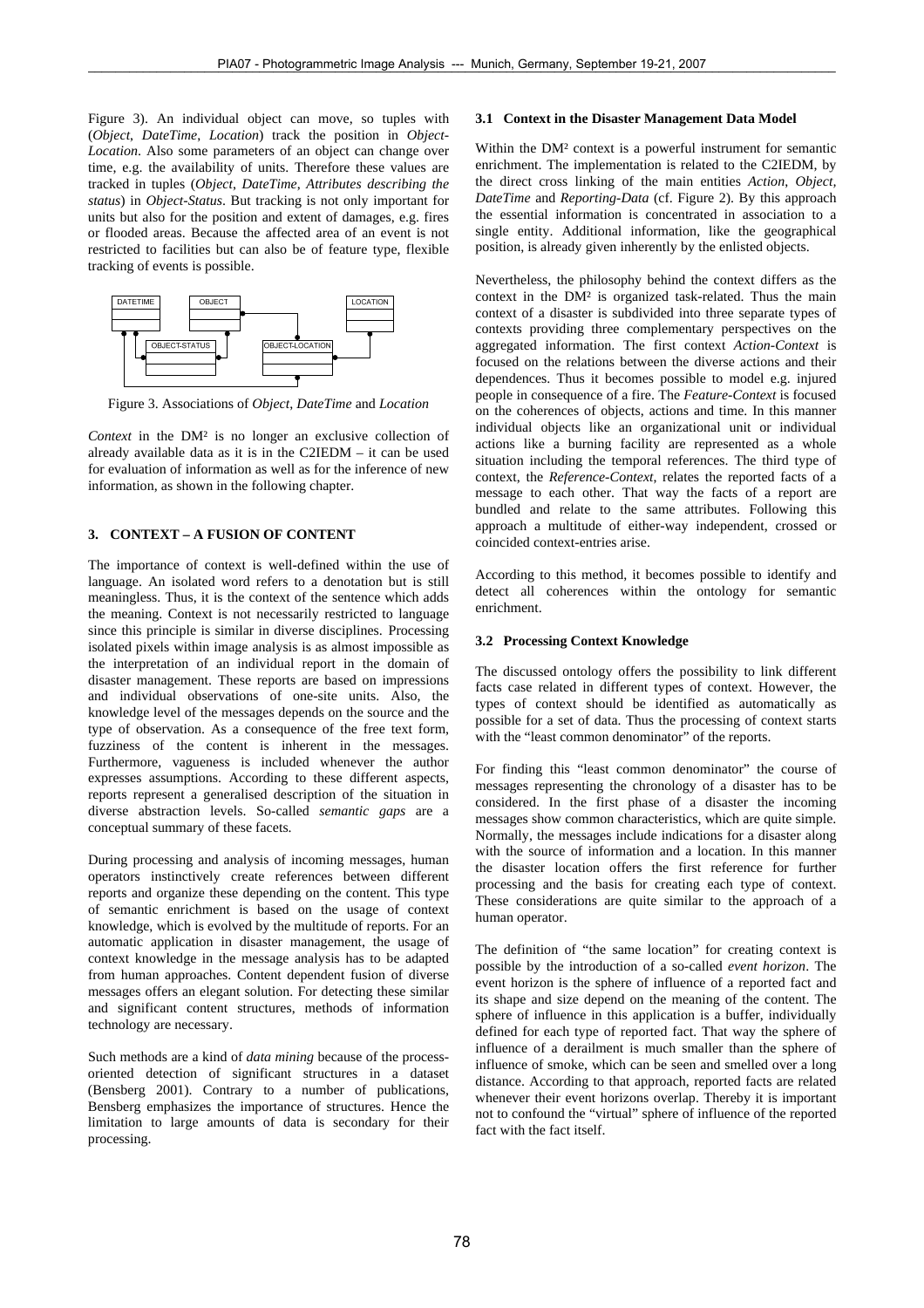Figure 3). An individual object can move, so tuples with (*Object*, *DateTime*, *Location*) track the position in *Object-Location*. Also some parameters of an object can change over time, e.g. the availability of units. Therefore these values are tracked in tuples (*Object*, *DateTime*, *Attributes describing the status*) in *Object-Status*. But tracking is not only important for units but also for the position and extent of damages, e.g. fires or flooded areas. Because the affected area of an event is not restricted to facilities but can also be of feature type, flexible tracking of events is possible.

Figure 3. Associations of *Object*, *DateTime* and *Location*

*Context* in the DM² is no longer an exclusive collection of already available data as it is in the C2IEDM – it can be used for evaluation of information as well as for the inference of new information, as shown in the following chapter.

## 3. CONTEXT – A FUSION OF CONTENT

The importance of context is well-defined within the use of language. An isolated word refers to a denotation but is still meaningless. Thus, it is the context of the sentence which adds the meaning. Context is not necessarily restricted to language since this principle is similar in diverse disciplines. Processing isolated pixels within image analysis is as almost impossible as the interpretation of an individual report in the domain of disaster management. These reports are based on impressions and individual observations of one-site units. Also, the knowledge level of the messages depends on the source and the type of observation. As a consequence of the free text form, fuzziness of the content is inherent in the messages. Furthermore, vagueness is included whenever the author expresses assumptions. According to these different aspects, reports represent a generalised description of the situation in diverse abstraction levels. So-called *semantic gaps* are a conceptual summary of these facets.

During processing and analysis of incoming messages, human operators instinctively create references between different reports and organize these depending on the content. This type of semantic enrichment is based on the usage of context knowledge, which is evolved by the multitude of reports. For an automatic application in disaster management, the usage of context knowledge in the message analysis has to be adapted from human approaches. Content dependent fusion of diverse messages offers an elegant solution. For detecting these similar and significant content structures, methods of information technology are necessary.

Such methods are a kind of *data mining* because of the process-oriented detection of significant structures in a dataset (Bensberg 2001). Contrary to a number of publications, Bensberg emphasizes the importance of structures. Hence the limitation to large amounts of data is secondary for their processing.

### 3.1 Context in the Disaster Management Data Model

Within the DM² context is a powerful instrument for semantic enrichment. The implementation is related to the C2IEDM, by the direct cross linking of the main entities *Action*, *Object*, *DateTime* and *Reporting-Data* (cf. Figure 2). By this approach the essential information is concentrated in association to a single entity. Additional information, like the geographical position, is already given inherently by the enlisted objects.

Nevertheless, the philosophy behind the context differs as the context in the DM² is organized task-related. Thus the main context of a disaster is subdivided into three separate types of contexts providing three complementary perspectives on the aggregated information. The first context *Action-Context* is focused on the relations between the diverse actions and their dependences. Thus it becomes possible to model e.g. injured people in consequence of a fire. The *Feature-Context* is focused on the coherences of objects, actions and time. In this manner individual objects like an organizational unit or individual actions like a burning facility are represented as a whole situation including the temporal references. The third type of context, the *Reference-Context*, relates the reported facts of a message to each other. That way the facts of a report are bundled and relate to the same attributes. Following this approach a multitude of either-way independent, crossed or coincided context-entries arise.

According to this method, it becomes possible to identify and detect all coherences within the ontology for semantic enrichment.

### 3.2 Processing Context Knowledge

The discussed ontology offers the possibility to link different facts case related in different types of context. However, the types of context should be identified as automatically as possible for a set of data. Thus the processing of context starts with the "least common denominator" of the reports.

For finding this "least common denominator" the course of messages representing the chronology of a disaster has to be considered. In the first phase of a disaster the incoming messages show common characteristics, which are quite simple. Normally, the messages include indications for a disaster along with the source of information and a location. In this manner the disaster location offers the first reference for further processing and the basis for creating each type of context. These considerations are quite similar to the approach of a human operator.

The definition of "the same location" for creating context is possible by the introduction of a so-called *event horizon*. The event horizon is the sphere of influence of a reported fact and its shape and size depend on the meaning of the content. The sphere of influence in this application is a buffer, individually defined for each type of reported fact. That way the sphere of influence of a derailment is much smaller than the sphere of influence of smoke, which can be seen and smelled over a long distance. According to that approach, reported facts are related whenever their event horizons overlap. Thereby it is important not to confound the "virtual" sphere of influence of the reported fact with the fact itself.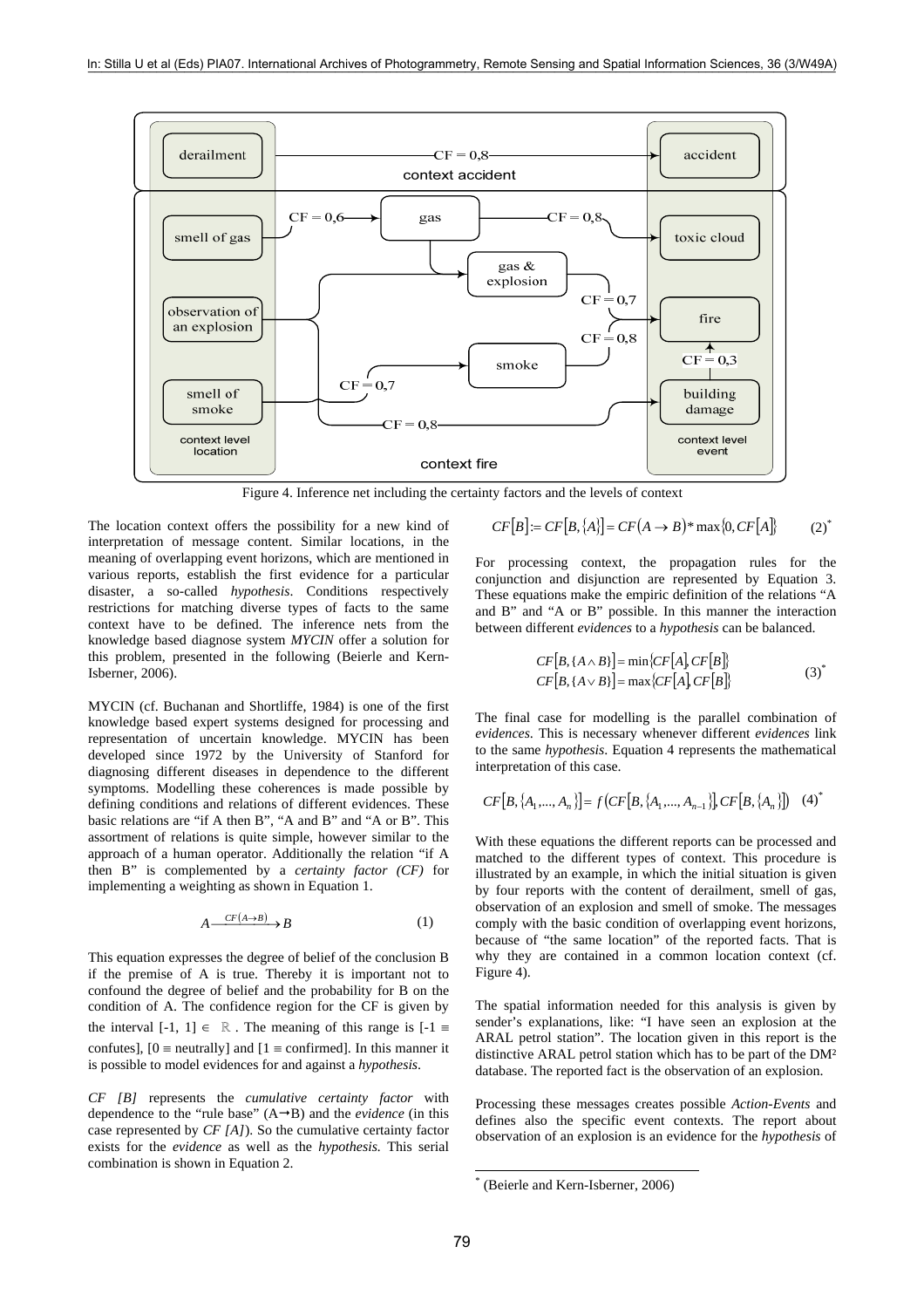Figure 4. Inference net including the certainty factors and the levels of context

The location context offers the possibility for a new kind of interpretation of message content. Similar locations, in the meaning of overlapping event horizons, which are mentioned in various reports, establish the first evidence for a particular disaster, a so-called *hypothesis*. Conditions respectively restrictions for matching diverse types of facts to the same context have to be defined. The inference nets from the knowledge based diagnose system *MYCIN* offer a solution for this problem, presented in the following (Beierle and Kern-Isberner, 2006).

MYCIN (cf. Buchanan and Shortliffe, 1984) is one of the first knowledge based expert systems designed for processing and representation of uncertain knowledge. MYCIN has been developed since 1972 by the University of Stanford for diagnosing different diseases in dependence to the different symptoms. Modelling these coherences is made possible by defining conditions and relations of different evidences. These basic relations are "if A then B", "A and B" and "A or B". This assortment of relations is quite simple, however similar to the approach of a human operator. Additionally the relation "if A then B" is complemented by a *certainty factor (CF)* for implementing a weighting as shown in Equation 1.

$$A \xrightarrow{CF(A \to B)} B \qquad (1)$$

This equation expresses the degree of belief of the conclusion B if the premise of A is true. Thereby it is important not to confound the degree of belief and the probability for B on the condition of A. The confidence region for the CF is given by the interval $[-1, 1] \in \mathbb{R}$. The meaning of this range is $[-1 \equiv$ confutes$]$, $[0 \equiv$ neutrally$]$ and $[1 \equiv$ confirmed$]$. In this manner it is possible to model evidences for and against a *hypothesis*.

*CF [B]* represents the *cumulative certainty factor* with dependence to the "rule base" (A→B) and the *evidence* (in this case represented by *CF [A]*). So the cumulative certainty factor exists for the *evidence* as well as the *hypothesis*. This serial combination is shown in Equation 2.

$$CF[B] := CF[B,\{A\}] = CF(A \to B) * \max\{0, CF[A]\} \qquad (2)^*$$

For processing context, the propagation rules for the conjunction and disjunction are represented by Equation 3. These equations make the empiric definition of the relations "A and B" and "A or B" possible. In this manner the interaction between different *evidences* to a *hypothesis* can be balanced.

$$\begin{aligned} CF[B,\{A \wedge B\}] &= \min\{CF[A], CF[B]\} \\ CF[B,\{A \vee B\}] &= \max\{CF[A], CF[B]\} \end{aligned} \qquad (3)^*$$

The final case for modelling is the parallel combination of *evidences*. This is necessary whenever different *evidences* link to the same *hypothesis*. Equation 4 represents the mathematical interpretation of this case.

$$CF[B,\{A_1,...,A_n\}] = f\left(CF[B,\{A_1,...,A_{n-1}\}], CF[B,\{A_n\}]\right) \quad (4)^*$$

With these equations the different reports can be processed and matched to the different types of context. This procedure is illustrated by an example, in which the initial situation is given by four reports with the content of derailment, smell of gas, observation of an explosion and smell of smoke. The messages comply with the basic condition of overlapping event horizons, because of "the same location" of the reported facts. That is why they are contained in a common location context (cf. Figure 4).

The spatial information needed for this analysis is given by sender's explanations, like: "I have seen an explosion at the ARAL petrol station". The location given in this report is the distinctive ARAL petrol station which has to be part of the DM² database. The reported fact is the observation of an explosion.

Processing these messages creates possible *Action-Events* and defines also the specific event contexts. The report about observation of an explosion is an evidence for the *hypothesis* of

* (Beierle and Kern-Isberner, 2006)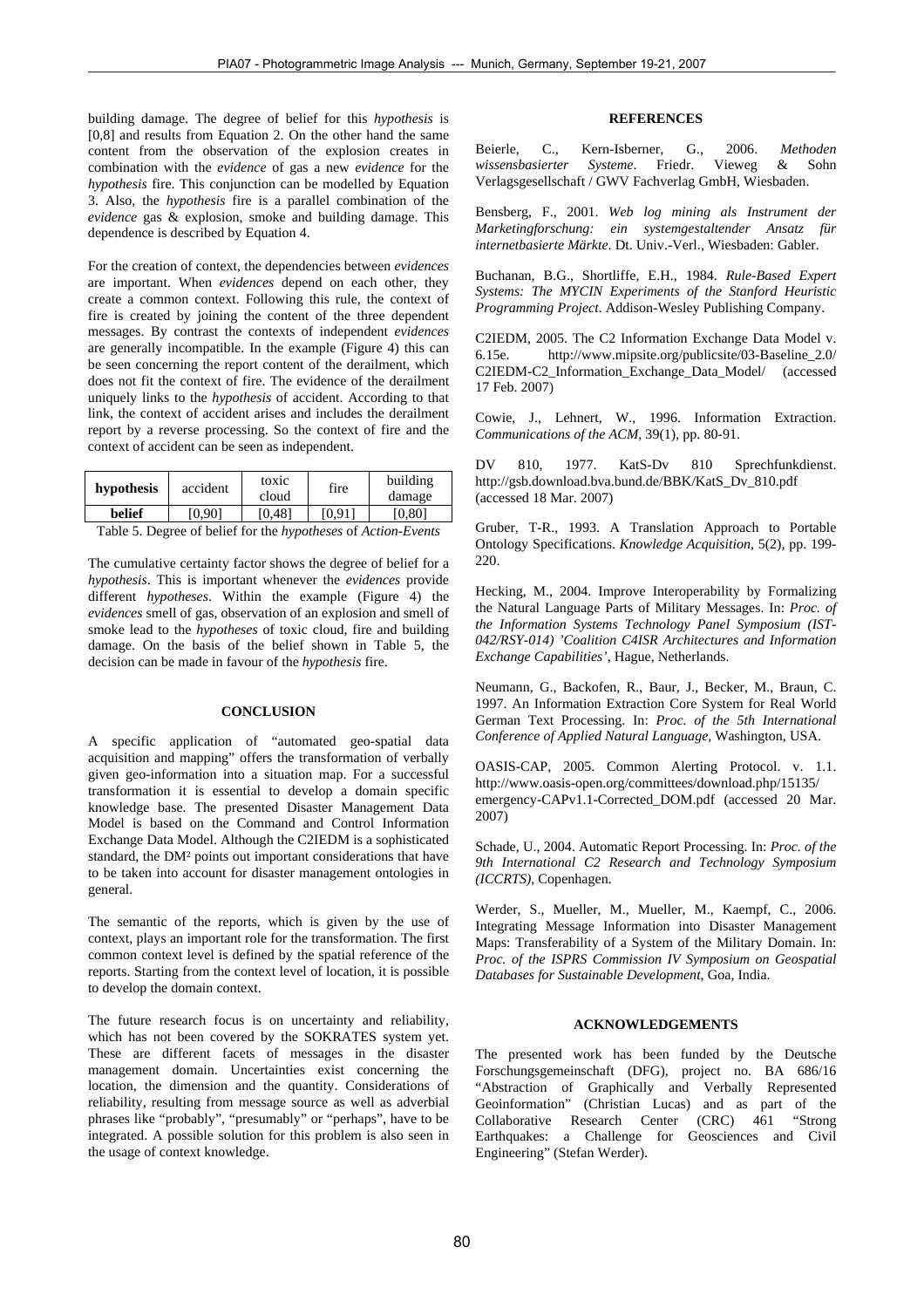building damage. The degree of belief for this *hypothesis* is [0,8] and results from Equation 2. On the other hand the same content from the observation of the explosion creates in combination with the *evidence* of gas a new *evidence* for the *hypothesis* fire. This conjunction can be modelled by Equation 3. Also, the *hypothesis* fire is a parallel combination of the *evidence* gas & explosion, smoke and building damage. This dependence is described by Equation 4.

For the creation of context, the dependencies between *evidences* are important. When *evidences* depend on each other, they create a common context. Following this rule, the context of fire is created by joining the content of the three dependent messages. By contrast the contexts of independent *evidences* are generally incompatible. In the example (Figure 4) this can be seen concerning the report content of the derailment, which does not fit the context of fire. The evidence of the derailment uniquely links to the *hypothesis* of accident. According to that link, the context of accident arises and includes the derailment report by a reverse processing. So the context of fire and the context of accident can be seen as independent.

| **hypothesis** | accident | toxic cloud | fire | building damage |
|---|---|---|---|---|
| **belief** | [0,90] | [0,48] | [0,91] | [0,80] |

Table 5. Degree of belief for the *hypotheses* of *Action-Events*

The cumulative certainty factor shows the degree of belief for a *hypothesis*. This is important whenever the *evidences* provide different *hypotheses*. Within the example (Figure 4) the *evidences* smell of gas, observation of an explosion and smell of smoke lead to the *hypotheses* of toxic cloud, fire and building damage. On the basis of the belief shown in Table 5, the decision can be made in favour of the *hypothesis* fire.

## CONCLUSION

A specific application of "automated geo-spatial data acquisition and mapping" offers the transformation of verbally given geo-information into a situation map. For a successful transformation it is essential to develop a domain specific knowledge base. The presented Disaster Management Data Model is based on the Command and Control Information Exchange Data Model. Although the C2IEDM is a sophisticated standard, the DM² points out important considerations that have to be taken into account for disaster management ontologies in general.

The semantic of the reports, which is given by the use of context, plays an important role for the transformation. The first common context level is defined by the spatial reference of the reports. Starting from the context level of location, it is possible to develop the domain context.

The future research focus is on uncertainty and reliability, which has not been covered by the SOKRATES system yet. These are different facets of messages in the disaster management domain. Uncertainties exist concerning the location, the dimension and the quantity. Considerations of reliability, resulting from message source as well as adverbial phrases like "probably", "presumably" or "perhaps", have to be integrated. A possible solution for this problem is also seen in the usage of context knowledge.

## REFERENCES

Beierle, C., Kern-Isberner, G., 2006. *Methoden wissensbasierter Systeme*. Friedr. Vieweg & Sohn Verlagsgesellschaft / GWV Fachverlag GmbH, Wiesbaden.

Bensberg, F., 2001. *Web log mining als Instrument der Marketingforschung: ein systemgestaltender Ansatz für internetbasierte Märkte*. Dt. Univ.-Verl., Wiesbaden: Gabler.

Buchanan, B.G., Shortliffe, E.H., 1984. *Rule-Based Expert Systems: The MYCIN Experiments of the Stanford Heuristic Programming Project*. Addison-Wesley Publishing Company.

C2IEDM, 2005. The C2 Information Exchange Data Model v. 6.15e. http://www.mipsite.org/publicsite/03-Baseline_2.0/C2IEDM-C2_Information_Exchange_Data_Model/ (accessed 17 Feb. 2007)

Cowie, J., Lehnert, W., 1996. Information Extraction. *Communications of the ACM*, 39(1), pp. 80-91.

DV 810, 1977. KatS-Dv 810 Sprechfunkdienst. http://gsb.download.bva.bund.de/BBK/KatS_Dv_810.pdf (accessed 18 Mar. 2007)

Gruber, T-R., 1993. A Translation Approach to Portable Ontology Specifications. *Knowledge Acquisition*, 5(2), pp. 199-220.

Hecking, M., 2004. Improve Interoperability by Formalizing the Natural Language Parts of Military Messages. In: *Proc. of the Information Systems Technology Panel Symposium (IST-042/RSY-014) 'Coalition C4ISR Architectures and Information Exchange Capabilities'*, Hague, Netherlands.

Neumann, G., Backofen, R., Baur, J., Becker, M., Braun, C. 1997. An Information Extraction Core System for Real World German Text Processing. In: *Proc. of the 5th International Conference of Applied Natural Language*, Washington, USA.

OASIS-CAP, 2005. Common Alerting Protocol. v. 1.1. http://www.oasis-open.org/committees/download.php/15135/emergency-CAPv1.1-Corrected_DOM.pdf (accessed 20 Mar. 2007)

Schade, U., 2004. Automatic Report Processing. In: *Proc. of the 9th International C2 Research and Technology Symposium (ICCRTS)*, Copenhagen.

Werder, S., Mueller, M., Mueller, M., Kaempf, C., 2006. Integrating Message Information into Disaster Management Maps: Transferability of a System of the Military Domain. In: *Proc. of the ISPRS Commission IV Symposium on Geospatial Databases for Sustainable Development*, Goa, India.

## ACKNOWLEDGEMENTS

The presented work has been funded by the Deutsche Forschungsgemeinschaft (DFG), project no. BA 686/16 "Abstraction of Graphically and Verbally Represented Geoinformation" (Christian Lucas) and as part of the Collaborative Research Center (CRC) 461 "Strong Earthquakes: a Challenge for Geosciences and Civil Engineering" (Stefan Werder).